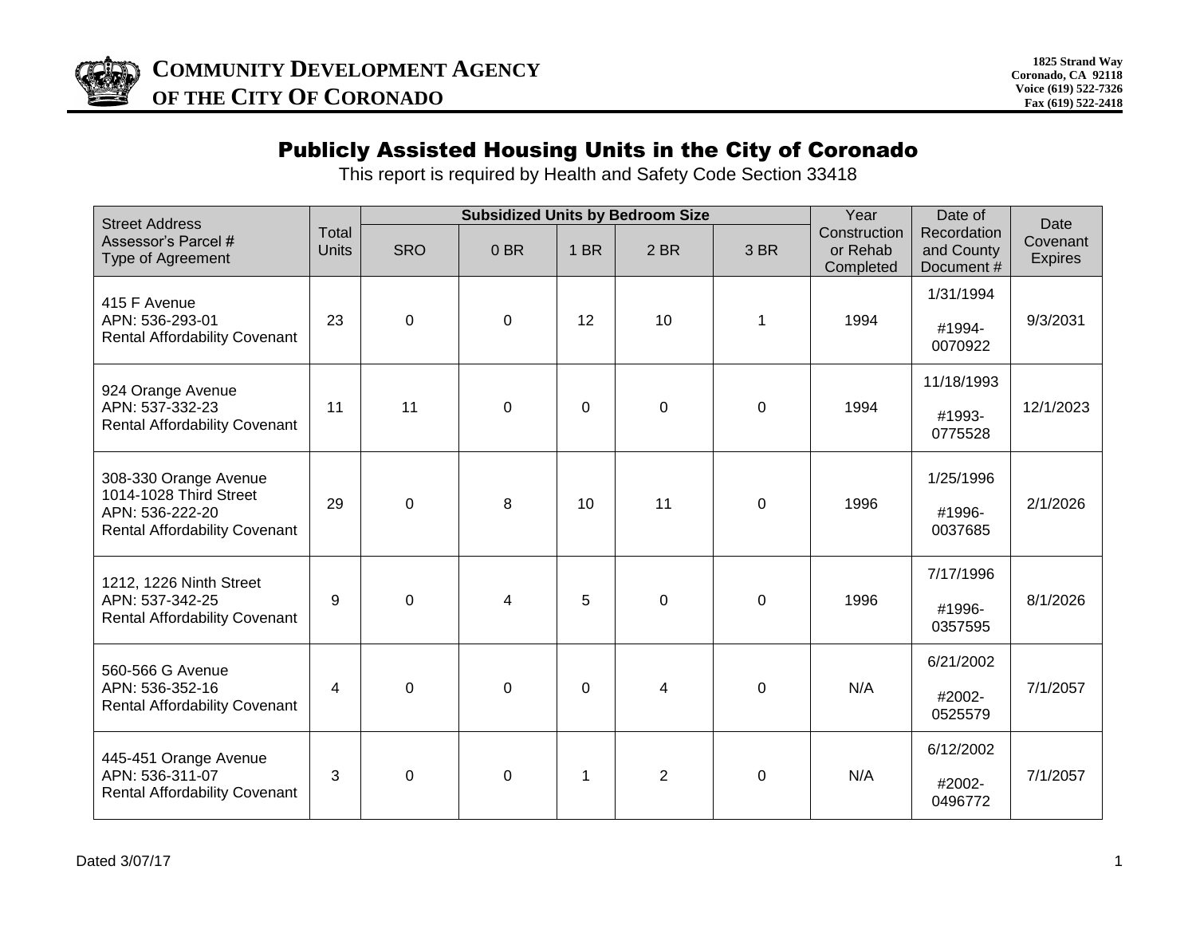**COMMUNITY DEVELOPMENT AGENCY OF THE CITY OF CORONADO**

1825 Strand Way
Coronado, CA 92118
Voice (619) 522-7326
Fax (619) 522-2418

# Publicly Assisted Housing Units in the City of Coronado

This report is required by Health and Safety Code Section 33418

| Street Address<br>Assessor's Parcel #<br>Type of Agreement | Total Units | Subsidized Units by Bedroom Size | | | | | Year Construction or Rehab Completed | Date of Recordation and County Document # | Date Covenant Expires |
|---|---|---|---|---|---|---|---|---|---|
| | | SRO | 0 BR | 1 BR | 2 BR | 3 BR | | | |
| 415 F Avenue<br>APN: 536-293-01<br>Rental Affordability Covenant | 23 | 0 | 0 | 12 | 10 | 1 | 1994 | 1/31/1994<br>#1994-0070922 | 9/3/2031 |
| 924 Orange Avenue<br>APN: 537-332-23<br>Rental Affordability Covenant | 11 | 11 | 0 | 0 | 0 | 0 | 1994 | 11/18/1993<br>#1993-0775528 | 12/1/2023 |
| 308-330 Orange Avenue<br>1014-1028 Third Street<br>APN: 536-222-20<br>Rental Affordability Covenant | 29 | 0 | 8 | 10 | 11 | 0 | 1996 | 1/25/1996<br>#1996-0037685 | 2/1/2026 |
| 1212, 1226 Ninth Street<br>APN: 537-342-25<br>Rental Affordability Covenant | 9 | 0 | 4 | 5 | 0 | 0 | 1996 | 7/17/1996<br>#1996-0357595 | 8/1/2026 |
| 560-566 G Avenue<br>APN: 536-352-16<br>Rental Affordability Covenant | 4 | 0 | 0 | 0 | 4 | 0 | N/A | 6/21/2002<br>#2002-0525579 | 7/1/2057 |
| 445-451 Orange Avenue<br>APN: 536-311-07<br>Rental Affordability Covenant | 3 | 0 | 0 | 1 | 2 | 0 | N/A | 6/12/2002<br>#2002-0496772 | 7/1/2057 |

Dated 3/07/17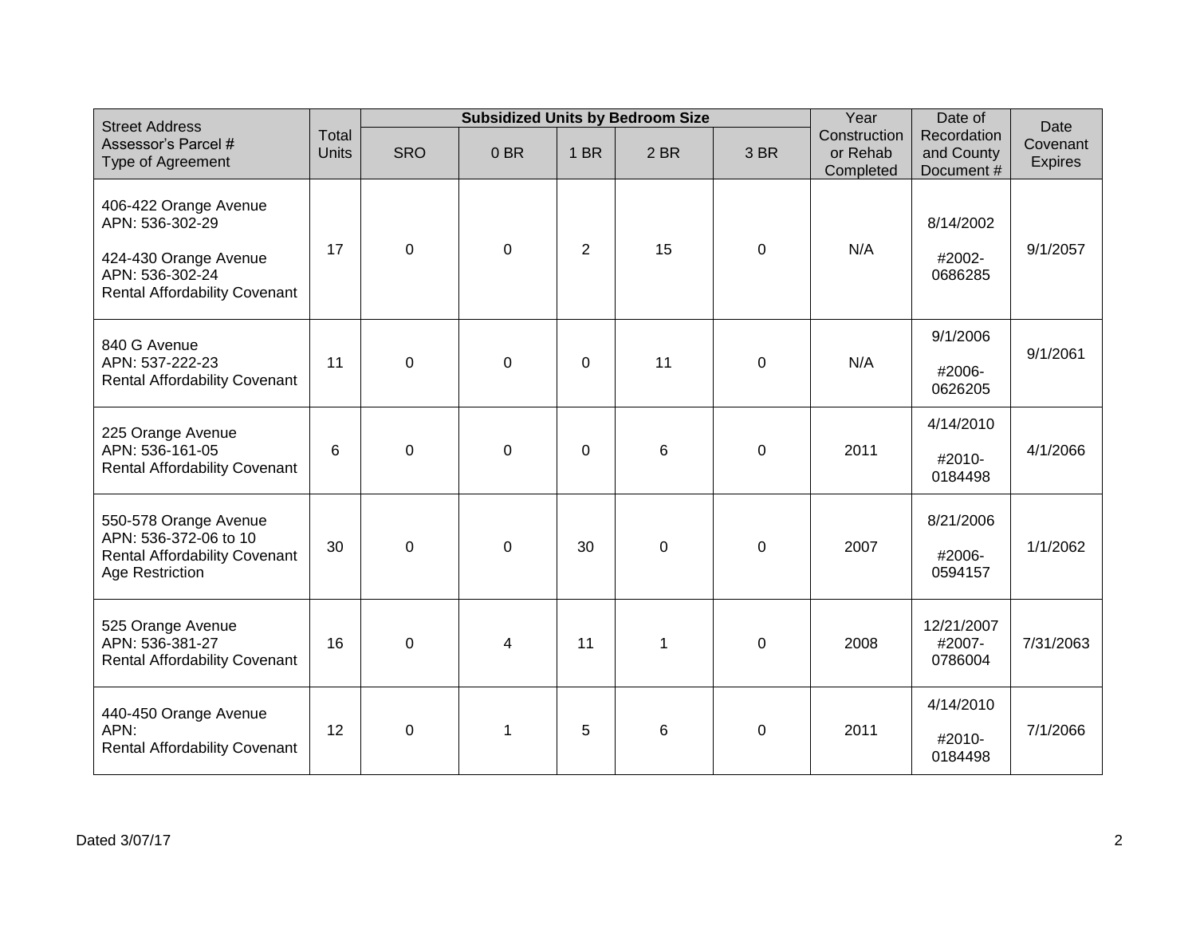| Street Address<br>Assessor's Parcel #<br>Type of Agreement | Total Units | Subsidized Units by Bedroom Size | | | | | Year Construction or Rehab Completed | Date of Recordation and County Document # | Date Covenant Expires |
|---|---|---|---|---|---|---|---|---|---|
| | | SRO | 0 BR | 1 BR | 2 BR | 3 BR | | | |
| 406-422 Orange Avenue<br>APN: 536-302-29<br><br>424-430 Orange Avenue<br>APN: 536-302-24<br>Rental Affordability Covenant | 17 | 0 | 0 | 2 | 15 | 0 | N/A | 8/14/2002<br><br>#2002-0686285 | 9/1/2057 |
| 840 G Avenue<br>APN: 537-222-23<br>Rental Affordability Covenant | 11 | 0 | 0 | 0 | 11 | 0 | N/A | 9/1/2006<br><br>#2006-0626205 | 9/1/2061 |
| 225 Orange Avenue<br>APN: 536-161-05<br>Rental Affordability Covenant | 6 | 0 | 0 | 0 | 6 | 0 | 2011 | 4/14/2010<br><br>#2010-0184498 | 4/1/2066 |
| 550-578 Orange Avenue<br>APN: 536-372-06 to 10<br>Rental Affordability Covenant<br>Age Restriction | 30 | 0 | 0 | 30 | 0 | 0 | 2007 | 8/21/2006<br><br>#2006-0594157 | 1/1/2062 |
| 525 Orange Avenue<br>APN: 536-381-27<br>Rental Affordability Covenant | 16 | 0 | 4 | 11 | 1 | 0 | 2008 | 12/21/2007<br>#2007-0786004 | 7/31/2063 |
| 440-450 Orange Avenue<br>APN:<br>Rental Affordability Covenant | 12 | 0 | 1 | 5 | 6 | 0 | 2011 | 4/14/2010<br><br>#2010-0184498 | 7/1/2066 |

Dated 3/07/17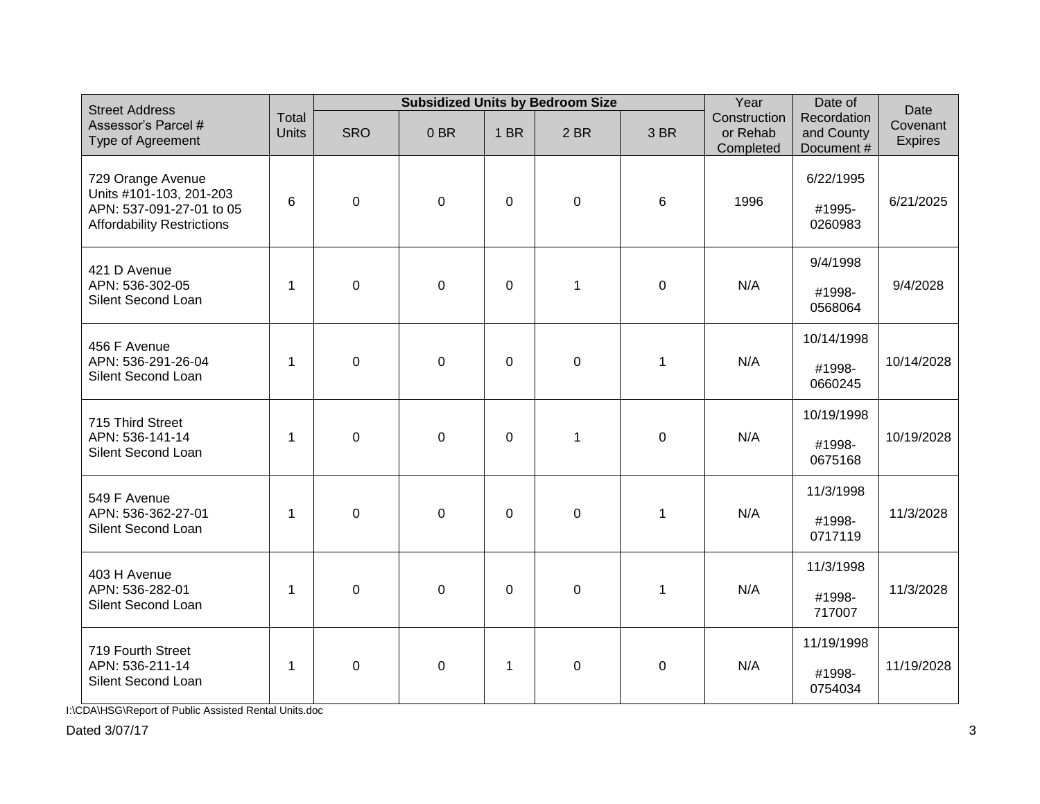| Street Address<br>Assessor's Parcel #<br>Type of Agreement | Total Units | Subsidized Units by Bedroom Size | | | | | Year Construction or Rehab Completed | Date of Recordation and County Document # | Date Covenant Expires |
|---|---|---|---|---|---|---|---|---|---|
| | | SRO | 0 BR | 1 BR | 2 BR | 3 BR | | | |
| 729 Orange Avenue<br>Units #101-103, 201-203<br>APN: 537-091-27-01 to 05<br>Affordability Restrictions | 6 | 0 | 0 | 0 | 0 | 6 | 1996 | 6/22/1995<br>#1995-0260983 | 6/21/2025 |
| 421 D Avenue<br>APN: 536-302-05<br>Silent Second Loan | 1 | 0 | 0 | 0 | 1 | 0 | N/A | 9/4/1998<br>#1998-0568064 | 9/4/2028 |
| 456 F Avenue<br>APN: 536-291-26-04<br>Silent Second Loan | 1 | 0 | 0 | 0 | 0 | 1 | N/A | 10/14/1998<br>#1998-0660245 | 10/14/2028 |
| 715 Third Street<br>APN: 536-141-14<br>Silent Second Loan | 1 | 0 | 0 | 0 | 1 | 0 | N/A | 10/19/1998<br>#1998-0675168 | 10/19/2028 |
| 549 F Avenue<br>APN: 536-362-27-01<br>Silent Second Loan | 1 | 0 | 0 | 0 | 0 | 1 | N/A | 11/3/1998<br>#1998-0717119 | 11/3/2028 |
| 403 H Avenue<br>APN: 536-282-01<br>Silent Second Loan | 1 | 0 | 0 | 0 | 0 | 1 | N/A | 11/3/1998<br>#1998-717007 | 11/3/2028 |
| 719 Fourth Street<br>APN: 536-211-14<br>Silent Second Loan | 1 | 0 | 0 | 1 | 0 | 0 | N/A | 11/19/1998<br>#1998-0754034 | 11/19/2028 |

I:\CDA\HSG\Report of Public Assisted Rental Units.doc

Dated 3/07/17